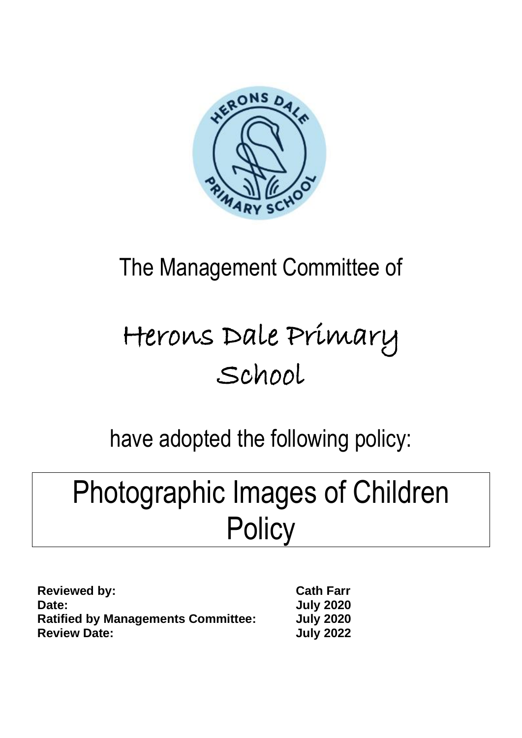The Management Committee of

# Herons Dale Primary School

have adopted the following policy:

# Photographic Images of Children Policy

| | |
|---|---|
| **Reviewed by:** | **Cath Farr** |
| **Date:** | **July 2020** |
| **Ratified by Managements Committee:** | **July 2020** |
| **Review Date:** | **July 2022** |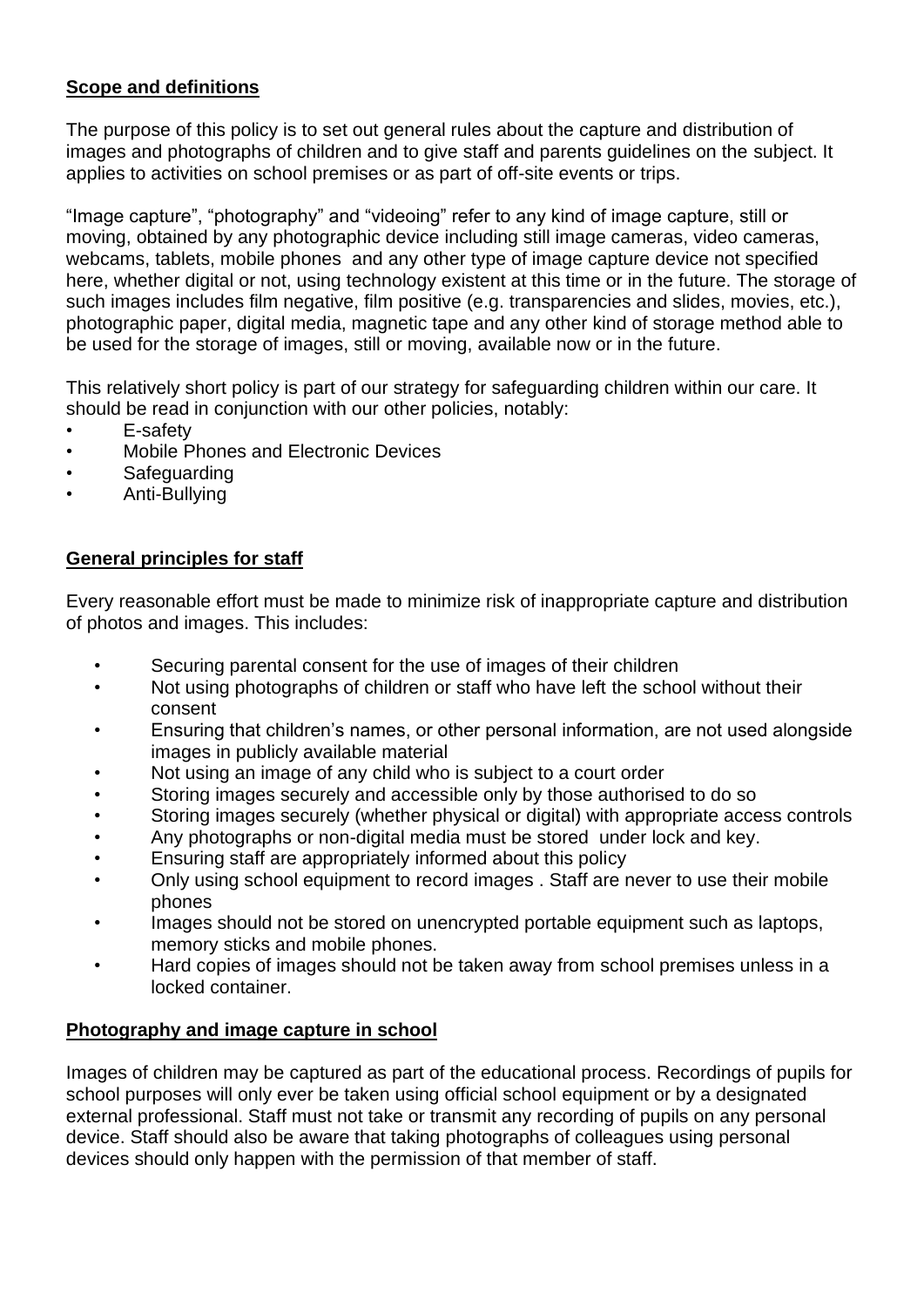## Scope and definitions

The purpose of this policy is to set out general rules about the capture and distribution of images and photographs of children and to give staff and parents guidelines on the subject. It applies to activities on school premises or as part of off-site events or trips.

"Image capture", "photography" and "videoing" refer to any kind of image capture, still or moving, obtained by any photographic device including still image cameras, video cameras, webcams, tablets, mobile phones and any other type of image capture device not specified here, whether digital or not, using technology existent at this time or in the future. The storage of such images includes film negative, film positive (e.g. transparencies and slides, movies, etc.), photographic paper, digital media, magnetic tape and any other kind of storage method able to be used for the storage of images, still or moving, available now or in the future.

This relatively short policy is part of our strategy for safeguarding children within our care. It should be read in conjunction with our other policies, notably:

- E-safety
- Mobile Phones and Electronic Devices
- Safeguarding
- Anti-Bullying

## General principles for staff

Every reasonable effort must be made to minimize risk of inappropriate capture and distribution of photos and images. This includes:

- Securing parental consent for the use of images of their children
- Not using photographs of children or staff who have left the school without their consent
- Ensuring that children's names, or other personal information, are not used alongside images in publicly available material
- Not using an image of any child who is subject to a court order
- Storing images securely and accessible only by those authorised to do so
- Storing images securely (whether physical or digital) with appropriate access controls
- Any photographs or non-digital media must be stored under lock and key.
- Ensuring staff are appropriately informed about this policy
- Only using school equipment to record images . Staff are never to use their mobile phones
- Images should not be stored on unencrypted portable equipment such as laptops, memory sticks and mobile phones.
- Hard copies of images should not be taken away from school premises unless in a locked container.

## Photography and image capture in school

Images of children may be captured as part of the educational process. Recordings of pupils for school purposes will only ever be taken using official school equipment or by a designated external professional. Staff must not take or transmit any recording of pupils on any personal device. Staff should also be aware that taking photographs of colleagues using personal devices should only happen with the permission of that member of staff.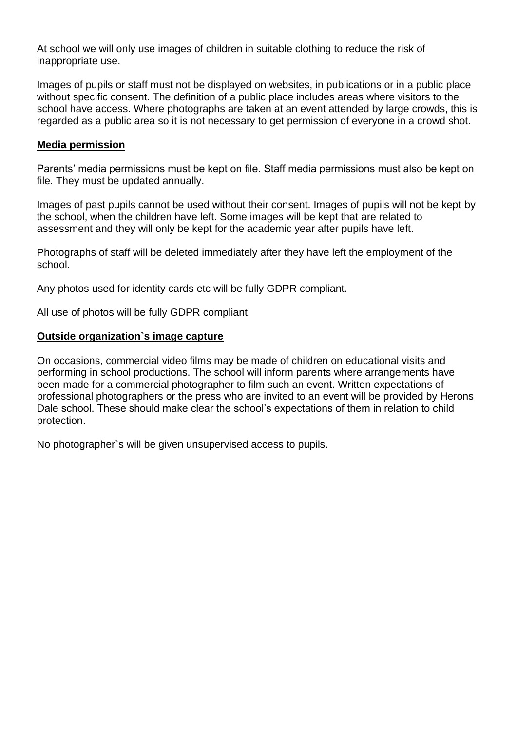At school we will only use images of children in suitable clothing to reduce the risk of inappropriate use.

Images of pupils or staff must not be displayed on websites, in publications or in a public place without specific consent. The definition of a public place includes areas where visitors to the school have access. Where photographs are taken at an event attended by large crowds, this is regarded as a public area so it is not necessary to get permission of everyone in a crowd shot.

**Media permission**

Parents' media permissions must be kept on file. Staff media permissions must also be kept on file. They must be updated annually.

Images of past pupils cannot be used without their consent. Images of pupils will not be kept by the school, when the children have left. Some images will be kept that are related to assessment and they will only be kept for the academic year after pupils have left.

Photographs of staff will be deleted immediately after they have left the employment of the school.

Any photos used for identity cards etc will be fully GDPR compliant.

All use of photos will be fully GDPR compliant.

**Outside organization`s image capture**

On occasions, commercial video films may be made of children on educational visits and performing in school productions. The school will inform parents where arrangements have been made for a commercial photographer to film such an event. Written expectations of professional photographers or the press who are invited to an event will be provided by Herons Dale school. These should make clear the school's expectations of them in relation to child protection.

No photographer`s will be given unsupervised access to pupils.